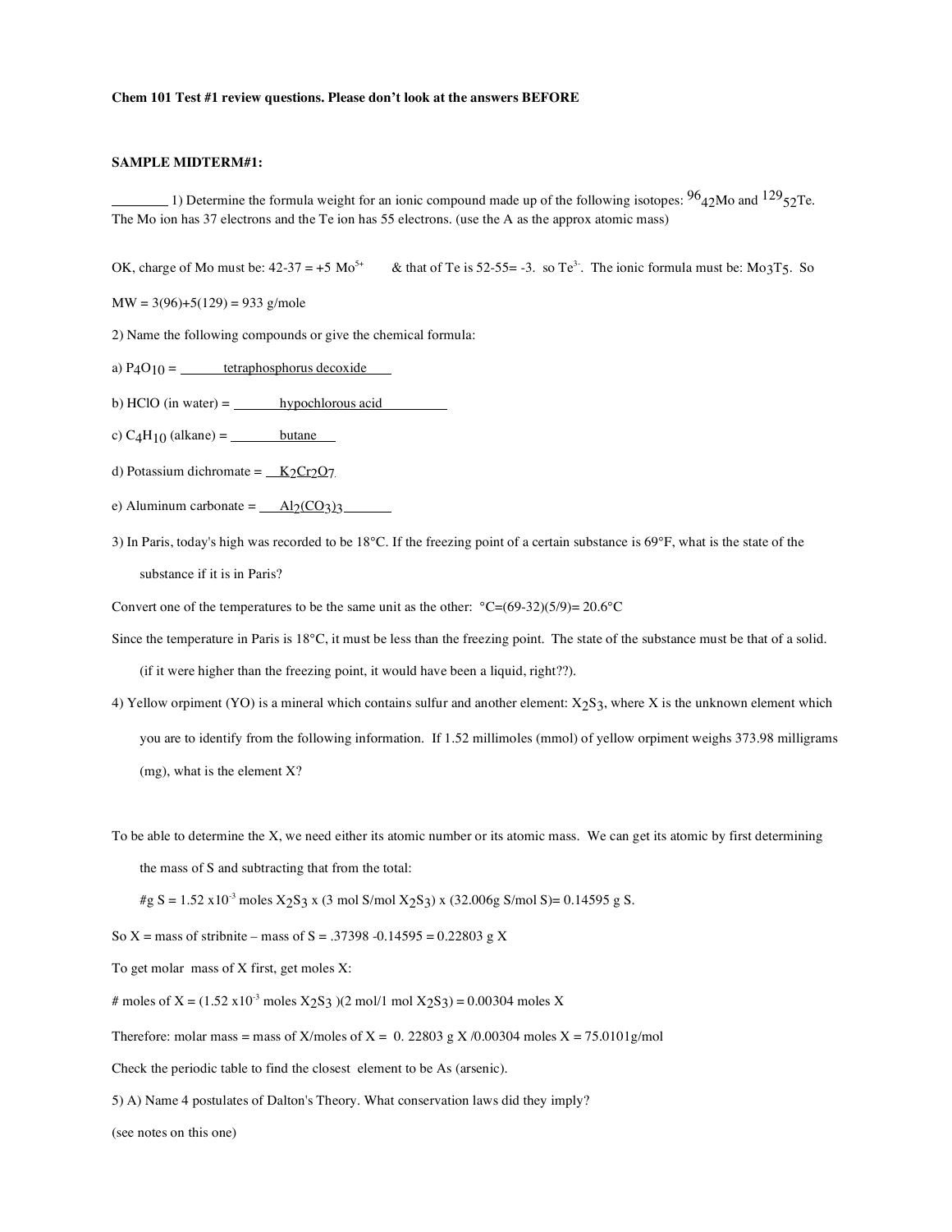**Chem 101 Test #1 review questions. Please don't look at the answers BEFORE**

**SAMPLE MIDTERM#1:**

________ 1) Determine the formula weight for an ionic compound made up of the following isotopes: $^{96}_{42}Mo$ and $^{129}_{52}Te$. The Mo ion has 37 electrons and the Te ion has 55 electrons. (use the A as the approx atomic mass)

OK, charge of Mo must be: 42-37 = +5 $Mo^{5+}$ & that of Te is 52-55= -3. so $Te^{3-}$. The ionic formula must be: $Mo_3T_5$. So

MW = 3(96)+5(129) = 933 g/mole

2) Name the following compounds or give the chemical formula:

a) $P_4O_{10}$ = ___tetraphosphorus decoxide___

b) HClO (in water) = ___hypochlorous acid___

c) $C_4H_{10}$ (alkane) = ___butane___

d) Potassium dichromate = ___$K_2Cr_2O_7$___

e) Aluminum carbonate = ___$Al_2(CO_3)_3$___

3) In Paris, today's high was recorded to be 18°C. If the freezing point of a certain substance is 69°F, what is the state of the substance if it is in Paris?

Convert one of the temperatures to be the same unit as the other: °C=(69-32)(5/9)= 20.6°C

Since the temperature in Paris is 18°C, it must be less than the freezing point. The state of the substance must be that of a solid. (if it were higher than the freezing point, it would have been a liquid, right??).

4) Yellow orpiment (YO) is a mineral which contains sulfur and another element: $X_2S_3$, where X is the unknown element which you are to identify from the following information. If 1.52 millimoles (mmol) of yellow orpiment weighs 373.98 milligrams (mg), what is the element X?

To be able to determine the X, we need either its atomic number or its atomic mass. We can get its atomic by first determining the mass of S and subtracting that from the total:

#g S = 1.52 x$10^{-3}$ moles $X_2S_3$ x (3 mol S/mol $X_2S_3$) x (32.006g S/mol S)= 0.14595 g S.

So X = mass of stribnite – mass of S = .37398 -0.14595 = 0.22803 g X

To get molar mass of X first, get moles X:

# moles of X = (1.52 x$10^{-3}$ moles $X_2S_3$ )(2 mol/1 mol $X_2S_3$) = 0.00304 moles X

Therefore: molar mass = mass of X/moles of X = 0. 22803 g X /0.00304 moles X = 75.0101g/mol

Check the periodic table to find the closest element to be As (arsenic).

5) A) Name 4 postulates of Dalton's Theory. What conservation laws did they imply?

(see notes on this one)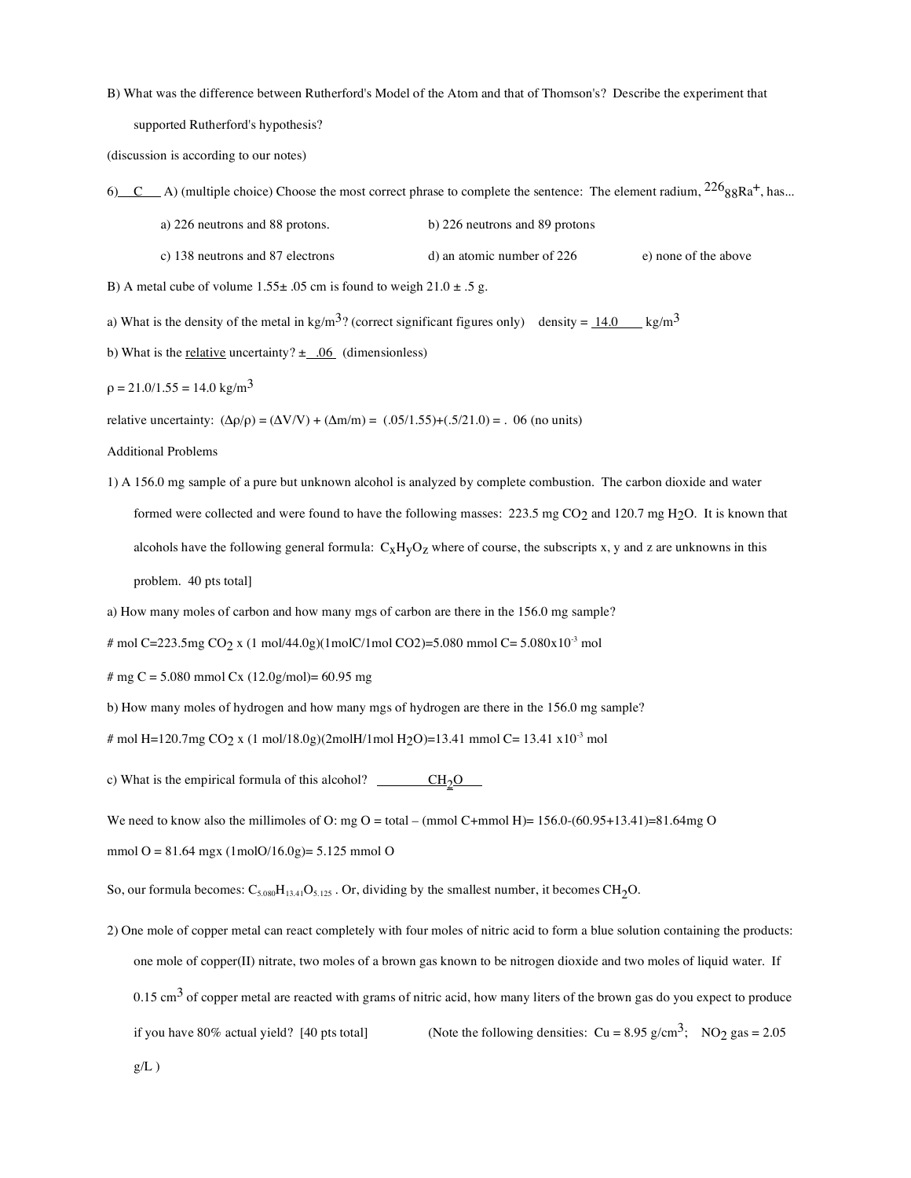B) What was the difference between Rutherford's Model of the Atom and that of Thomson's? Describe the experiment that supported Rutherford's hypothesis?

(discussion is according to our notes)

6) __C__ A) (multiple choice) Choose the most correct phrase to complete the sentence: The element radium, $^{226}_{88}Ra^{+}$, has...

a) 226 neutrons and 88 protons.  b) 226 neutrons and 89 protons

c) 138 neutrons and 87 electrons  d) an atomic number of 226  e) none of the above

B) A metal cube of volume 1.55± .05 cm is found to weigh 21.0 ± .5 g.

a) What is the density of the metal in kg/m$^3$? (correct significant figures only) density = __14.0__ kg/m$^3$

b) What is the relative uncertainty? ± __.06__ (dimensionless)

$\rho$ = 21.0/1.55 = 14.0 kg/m$^3$

relative uncertainty: $(\Delta\rho/\rho) = (\Delta V/V) + (\Delta m/m) = (.05/1.55)+(.5/21.0) = .06$ (no units)

Additional Problems

1) A 156.0 mg sample of a pure but unknown alcohol is analyzed by complete combustion. The carbon dioxide and water formed were collected and were found to have the following masses: 223.5 mg $CO_2$ and 120.7 mg $H_2O$. It is known that alcohols have the following general formula: $C_xH_yO_z$ where of course, the subscripts x, y and z are unknowns in this problem. 40 pts total]

a) How many moles of carbon and how many mgs of carbon are there in the 156.0 mg sample?

# mol C=223.5mg $CO_2$ x (1 mol/44.0g)(1molC/1mol CO2)=5.080 mmol C= 5.080x$10^{-3}$ mol

# mg C = 5.080 mmol Cx (12.0g/mol)= 60.95 mg

b) How many moles of hydrogen and how many mgs of hydrogen are there in the 156.0 mg sample?

# mol H=120.7mg $CO_2$ x (1 mol/18.0g)(2molH/1mol $H_2O$)=13.41 mmol C= 13.41 x$10^{-3}$ mol

c) What is the empirical formula of this alcohol? __$CH_2O$__

We need to know also the millimoles of O: mg O = total – (mmol C+mmol H)= 156.0-(60.95+13.41)=81.64mg O

mmol O = 81.64 mgx (1molO/16.0g)= 5.125 mmol O

So, our formula becomes: $C_{5.080}H_{13.41}O_{5.125}$ . Or, dividing by the smallest number, it becomes $CH_2O$.

2) One mole of copper metal can react completely with four moles of nitric acid to form a blue solution containing the products: one mole of copper(II) nitrate, two moles of a brown gas known to be nitrogen dioxide and two moles of liquid water. If 0.15 cm$^3$ of copper metal are reacted with grams of nitric acid, how many liters of the brown gas do you expect to produce if you have 80% actual yield? [40 pts total] (Note the following densities: Cu = 8.95 g/cm$^3$; $NO_2$ gas = 2.05 g/L )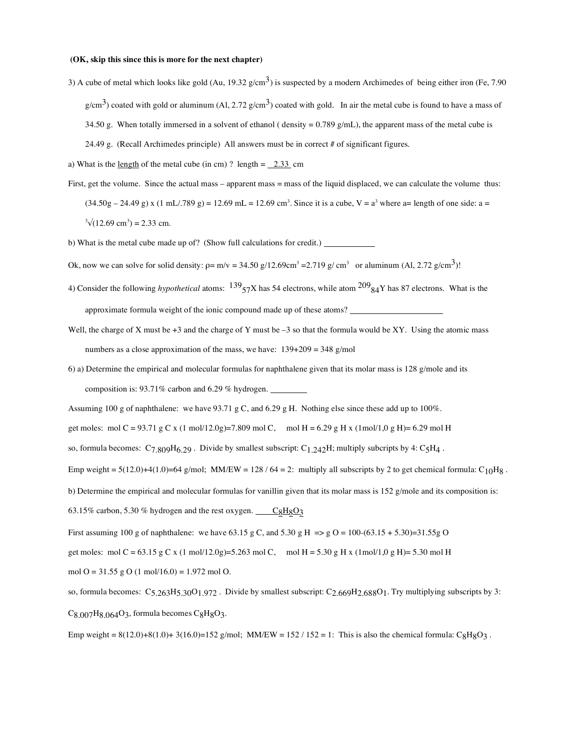**(OK, skip this since this is more for the next chapter)**

3) A cube of metal which looks like gold (Au, 19.32 g/cm$^3$) is suspected by a modern Archimedes of being either iron (Fe, 7.90 g/cm$^3$) coated with gold or aluminum (Al, 2.72 g/cm$^3$) coated with gold. In air the metal cube is found to have a mass of 34.50 g. When totally immersed in a solvent of ethanol ( density = 0.789 g/mL), the apparent mass of the metal cube is 24.49 g. (Recall Archimedes principle) All answers must be in correct # of significant figures.

a) What is the <u>length</u> of the metal cube (in cm) ? length = <u>2.33</u> cm

First, get the volume. Since the actual mass – apparent mass = mass of the liquid displaced, we can calculate the volume thus: (34.50g – 24.49 g) x (1 mL/.789 g) = 12.69 mL = 12.69 cm$^3$. Since it is a cube, $V = a^3$ where a= length of one side: $a = \sqrt[3]{(12.69\ cm^3)} = 2.33$ cm.

b) What is the metal cube made up of? (Show full calculations for credit.) ____________

Ok, now we can solve for solid density: ρ= m/v = 34.50 g/12.69cm$^3$ =2.719 g/ cm$^3$ or aluminum (Al, 2.72 g/cm$^3$)!

4) Consider the following *hypothetical* atoms: $^{139}_{57}X$ has 54 electrons, while atom $^{209}_{84}Y$ has 87 electrons. What is the approximate formula weight of the ionic compound made up of these atoms? ______________________

Well, the charge of X must be +3 and the charge of Y must be –3 so that the formula would be XY. Using the atomic mass numbers as a close approximation of the mass, we have: 139+209 = 348 g/mol

6) a) Determine the empirical and molecular formulas for naphthalene given that its molar mass is 128 g/mole and its composition is: 93.71% carbon and 6.29 % hydrogen. _________

Assuming 100 g of naphthalene: we have 93.71 g C, and 6.29 g H. Nothing else since these add up to 100%.

get moles: mol C = 93.71 g C x (1 mol/12.0g)=7.809 mol C, mol H = 6.29 g H x (1mol/1,0 g H)= 6.29 mol H

so, formula becomes: $C_{7.809}H_{6.29}$ . Divide by smallest subscript: $C_{1.242}H$; multiply subcripts by 4: $C_5H_4$ .

Emp weight = 5(12.0)+4(1.0)=64 g/mol; MM/EW = 128 / 64 = 2: multiply all subscripts by 2 to get chemical formula: $C_{10}H_8$ .

b) Determine the empirical and molecular formulas for vanillin given that its molar mass is 152 g/mole and its composition is: 63.15% carbon, 5.30 % hydrogen and the rest oxygen. <u>$C_8H_8O_3$</u>

First assuming 100 g of naphthalene: we have 63.15 g C, and 5.30 g H => g O = 100-(63.15 + 5.30)=31.55g O

get moles: mol C = 63.15 g C x (1 mol/12.0g)=5.263 mol C, mol H = 5.30 g H x (1mol/1,0 g H)= 5.30 mol H

mol O = 31.55 g O (1 mol/16.0) = 1.972 mol O.

so, formula becomes: $C_{5.263}H_{5.30}O_{1.972}$ . Divide by smallest subscript: $C_{2.669}H_{2.688}O_1$. Try multiplying subscripts by 3: $C_{8.007}H_{8.064}O_3$, formula becomes $C_8H_8O_3$.

Emp weight = 8(12.0)+8(1.0)+ 3(16.0)=152 g/mol; MM/EW = 152 / 152 = 1: This is also the chemical formula: $C_8H_8O_3$ .